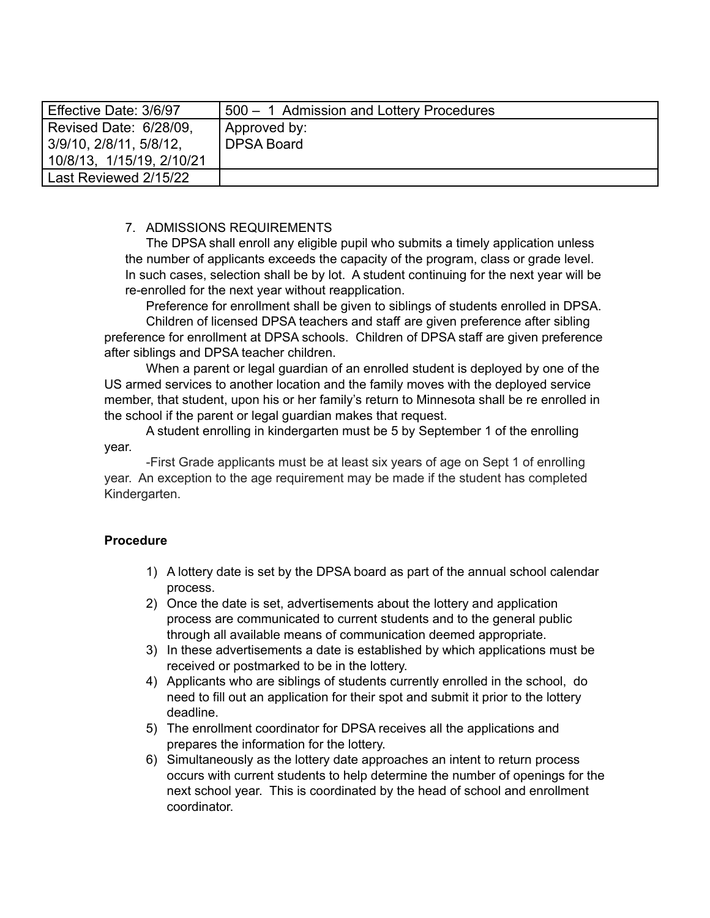| Effective Date: 3/6/97 | 500 – 1 Admission and Lottery Procedures |
| --- | --- |
| Revised Date: 6/28/09, 3/9/10, 2/8/11, 5/8/12, 10/8/13, 1/15/19, 2/10/21 | Approved by: DPSA Board |
| Last Reviewed 2/15/22 | |

7. ADMISSIONS REQUIREMENTS

The DPSA shall enroll any eligible pupil who submits a timely application unless the number of applicants exceeds the capacity of the program, class or grade level. In such cases, selection shall be by lot. A student continuing for the next year will be re-enrolled for the next year without reapplication.

Preference for enrollment shall be given to siblings of students enrolled in DPSA.

Children of licensed DPSA teachers and staff are given preference after sibling preference for enrollment at DPSA schools. Children of DPSA staff are given preference after siblings and DPSA teacher children.

When a parent or legal guardian of an enrolled student is deployed by one of the US armed services to another location and the family moves with the deployed service member, that student, upon his or her family's return to Minnesota shall be re enrolled in the school if the parent or legal guardian makes that request.

A student enrolling in kindergarten must be 5 by September 1 of the enrolling year.

-First Grade applicants must be at least six years of age on Sept 1 of enrolling year. An exception to the age requirement may be made if the student has completed Kindergarten.

**Procedure**

1) A lottery date is set by the DPSA board as part of the annual school calendar process.
2) Once the date is set, advertisements about the lottery and application process are communicated to current students and to the general public through all available means of communication deemed appropriate.
3) In these advertisements a date is established by which applications must be received or postmarked to be in the lottery.
4) Applicants who are siblings of students currently enrolled in the school, do need to fill out an application for their spot and submit it prior to the lottery deadline.
5) The enrollment coordinator for DPSA receives all the applications and prepares the information for the lottery.
6) Simultaneously as the lottery date approaches an intent to return process occurs with current students to help determine the number of openings for the next school year. This is coordinated by the head of school and enrollment coordinator.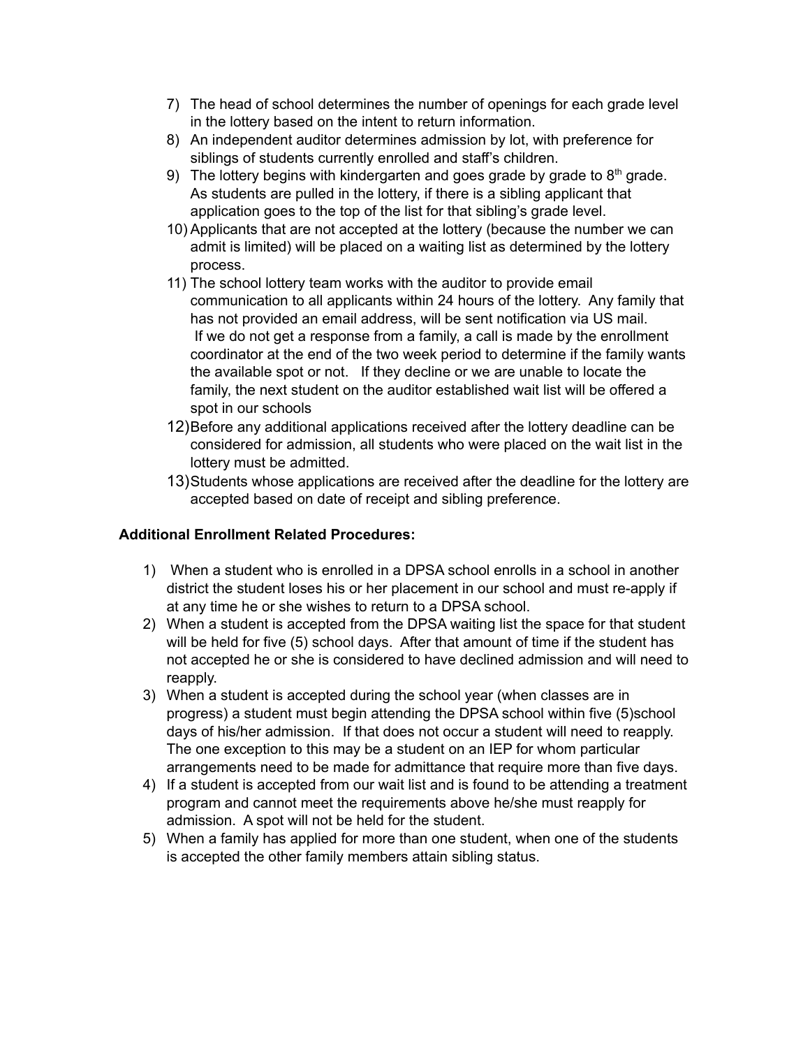7) The head of school determines the number of openings for each grade level in the lottery based on the intent to return information.
8) An independent auditor determines admission by lot, with preference for siblings of students currently enrolled and staff's children.
9) The lottery begins with kindergarten and goes grade by grade to 8th grade. As students are pulled in the lottery, if there is a sibling applicant that application goes to the top of the list for that sibling's grade level.
10) Applicants that are not accepted at the lottery (because the number we can admit is limited) will be placed on a waiting list as determined by the lottery process.
11) The school lottery team works with the auditor to provide email communication to all applicants within 24 hours of the lottery. Any family that has not provided an email address, will be sent notification via US mail. If we do not get a response from a family, a call is made by the enrollment coordinator at the end of the two week period to determine if the family wants the available spot or not. If they decline or we are unable to locate the family, the next student on the auditor established wait list will be offered a spot in our schools
12) Before any additional applications received after the lottery deadline can be considered for admission, all students who were placed on the wait list in the lottery must be admitted.
13) Students whose applications are received after the deadline for the lottery are accepted based on date of receipt and sibling preference.

**Additional Enrollment Related Procedures:**

1) When a student who is enrolled in a DPSA school enrolls in a school in another district the student loses his or her placement in our school and must re-apply if at any time he or she wishes to return to a DPSA school.
2) When a student is accepted from the DPSA waiting list the space for that student will be held for five (5) school days. After that amount of time if the student has not accepted he or she is considered to have declined admission and will need to reapply.
3) When a student is accepted during the school year (when classes are in progress) a student must begin attending the DPSA school within five (5)school days of his/her admission. If that does not occur a student will need to reapply. The one exception to this may be a student on an IEP for whom particular arrangements need to be made for admittance that require more than five days.
4) If a student is accepted from our wait list and is found to be attending a treatment program and cannot meet the requirements above he/she must reapply for admission. A spot will not be held for the student.
5) When a family has applied for more than one student, when one of the students is accepted the other family members attain sibling status.